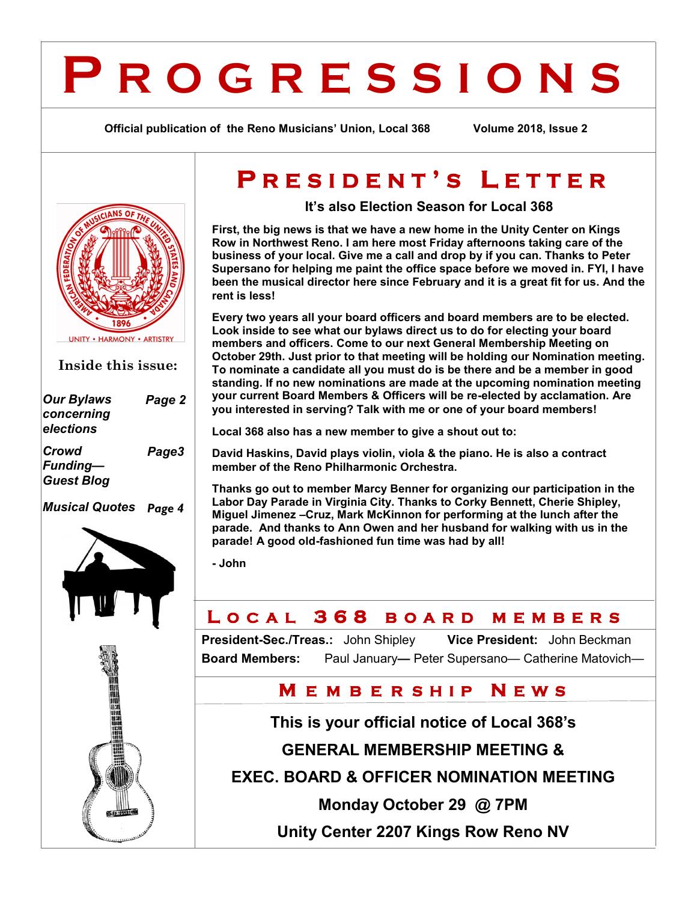# PROGRESSIONS

**Official publication of the Reno Musicians' Union, Local 368** **Volume 2018, Issue 2**

UNITY • HARMONY • ARTISTRY

### Inside this issue:

| | |
|---|---|
| *Our Bylaws concerning elections* | *Page 2* |
| *Crowd Funding— Guest Blog* | *Page3* |
| *Musical Quotes* | *Page 4* |

## PRESIDENT'S LETTER

### It's also Election Season for Local 368

**First, the big news is that we have a new home in the Unity Center on Kings Row in Northwest Reno. I am here most Friday afternoons taking care of the business of your local. Give me a call and drop by if you can. Thanks to Peter Supersano for helping me paint the office space before we moved in. FYI, I have been the musical director here since February and it is a great fit for us. And the rent is less!**

**Every two years all your board officers and board members are to be elected. Look inside to see what our bylaws direct us to do for electing your board members and officers. Come to our next General Membership Meeting on October 29th. Just prior to that meeting will be holding our Nomination meeting. To nominate a candidate all you must do is be there and be a member in good standing. If no new nominations are made at the upcoming nomination meeting your current Board Members & Officers will be re-elected by acclamation. Are you interested in serving? Talk with me or one of your board members!**

**Local 368 also has a new member to give a shout out to:**

**David Haskins, David plays violin, viola & the piano. He is also a contract member of the Reno Philharmonic Orchestra.**

**Thanks go out to member Marcy Benner for organizing our participation in the Labor Day Parade in Virginia City. Thanks to Corky Bennett, Cherie Shipley, Miguel Jimenez –Cruz, Mark McKinnon for performing at the lunch after the parade. And thanks to Ann Owen and her husband for walking with us in the parade! A good old-fashioned fun time was had by all!**

**- John**

## LOCAL 368 BOARD MEMBERS

**President-Sec./Treas.:** John Shipley **Vice President:** John Beckman

**Board Members:** Paul January— Peter Supersano— Catherine Matovich—

## MEMBERSHIP NEWS

**This is your official notice of Local 368's**

**GENERAL MEMBERSHIP MEETING &**

**EXEC. BOARD & OFFICER NOMINATION MEETING**

**Monday October 29 @ 7PM**

**Unity Center 2207 Kings Row Reno NV**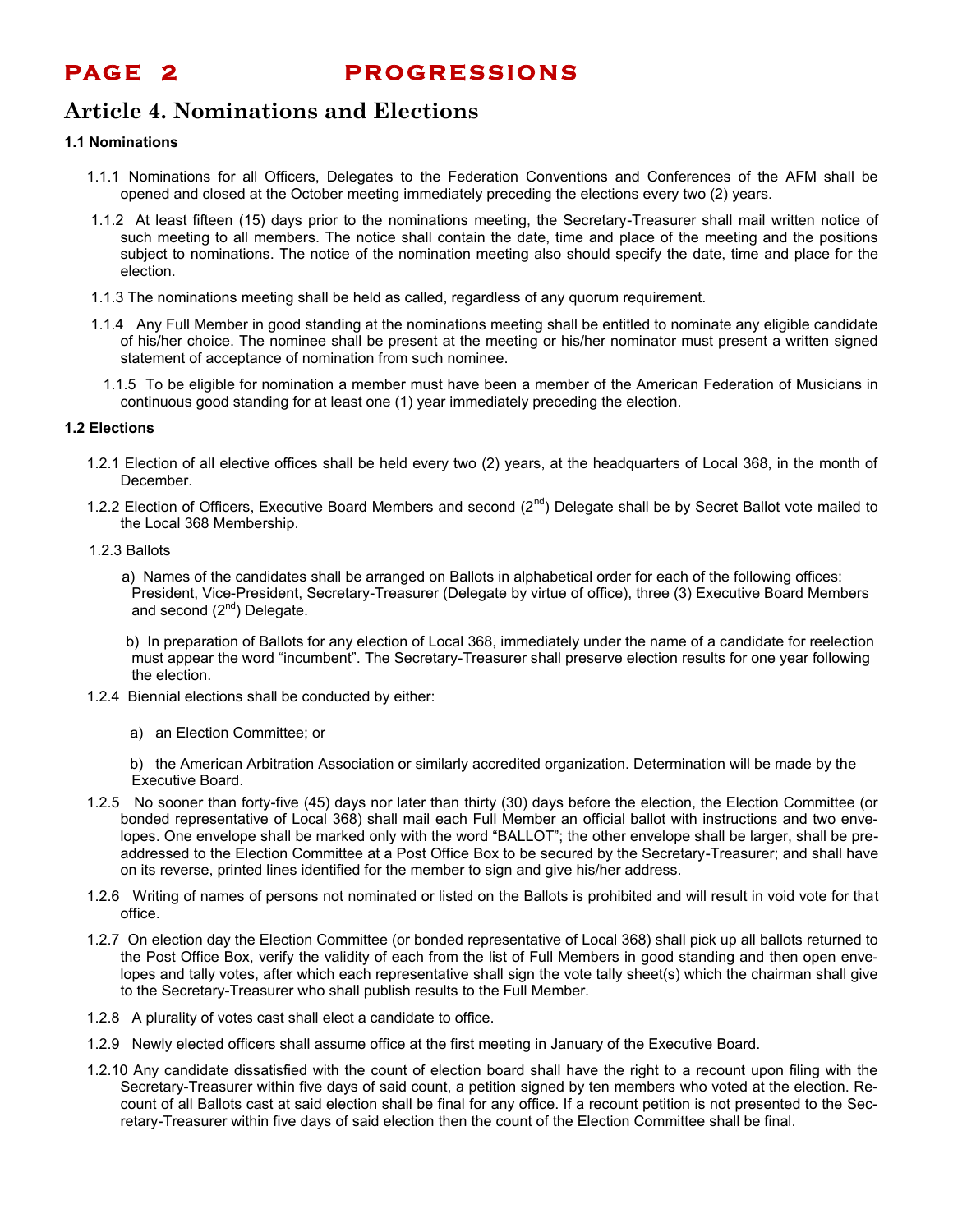## Article 4. Nominations and Elections

**1.1 Nominations**

1.1.1 Nominations for all Officers, Delegates to the Federation Conventions and Conferences of the AFM shall be opened and closed at the October meeting immediately preceding the elections every two (2) years.

1.1.2 At least fifteen (15) days prior to the nominations meeting, the Secretary-Treasurer shall mail written notice of such meeting to all members. The notice shall contain the date, time and place of the meeting and the positions subject to nominations. The notice of the nomination meeting also should specify the date, time and place for the election.

1.1.3 The nominations meeting shall be held as called, regardless of any quorum requirement.

1.1.4 Any Full Member in good standing at the nominations meeting shall be entitled to nominate any eligible candidate of his/her choice. The nominee shall be present at the meeting or his/her nominator must present a written signed statement of acceptance of nomination from such nominee.

1.1.5 To be eligible for nomination a member must have been a member of the American Federation of Musicians in continuous good standing for at least one (1) year immediately preceding the election.

**1.2 Elections**

1.2.1 Election of all elective offices shall be held every two (2) years, at the headquarters of Local 368, in the month of December.

1.2.2 Election of Officers, Executive Board Members and second (2nd) Delegate shall be by Secret Ballot vote mailed to the Local 368 Membership.

1.2.3 Ballots

a) Names of the candidates shall be arranged on Ballots in alphabetical order for each of the following offices: President, Vice-President, Secretary-Treasurer (Delegate by virtue of office), three (3) Executive Board Members and second (2nd) Delegate.

b) In preparation of Ballots for any election of Local 368, immediately under the name of a candidate for reelection must appear the word "incumbent". The Secretary-Treasurer shall preserve election results for one year following the election.

1.2.4 Biennial elections shall be conducted by either:

a) an Election Committee; or

b) the American Arbitration Association or similarly accredited organization. Determination will be made by the Executive Board.

1.2.5 No sooner than forty-five (45) days nor later than thirty (30) days before the election, the Election Committee (or bonded representative of Local 368) shall mail each Full Member an official ballot with instructions and two envelopes. One envelope shall be marked only with the word "BALLOT"; the other envelope shall be larger, shall be pre-addressed to the Election Committee at a Post Office Box to be secured by the Secretary-Treasurer; and shall have on its reverse, printed lines identified for the member to sign and give his/her address.

1.2.6 Writing of names of persons not nominated or listed on the Ballots is prohibited and will result in void vote for that office.

1.2.7 On election day the Election Committee (or bonded representative of Local 368) shall pick up all ballots returned to the Post Office Box, verify the validity of each from the list of Full Members in good standing and then open envelopes and tally votes, after which each representative shall sign the vote tally sheet(s) which the chairman shall give to the Secretary-Treasurer who shall publish results to the Full Member.

1.2.8 A plurality of votes cast shall elect a candidate to office.

1.2.9 Newly elected officers shall assume office at the first meeting in January of the Executive Board.

1.2.10 Any candidate dissatisfied with the count of election board shall have the right to a recount upon filing with the Secretary-Treasurer within five days of said count, a petition signed by ten members who voted at the election. Recount of all Ballots cast at said election shall be final for any office. If a recount petition is not presented to the Secretary-Treasurer within five days of said election then the count of the Election Committee shall be final.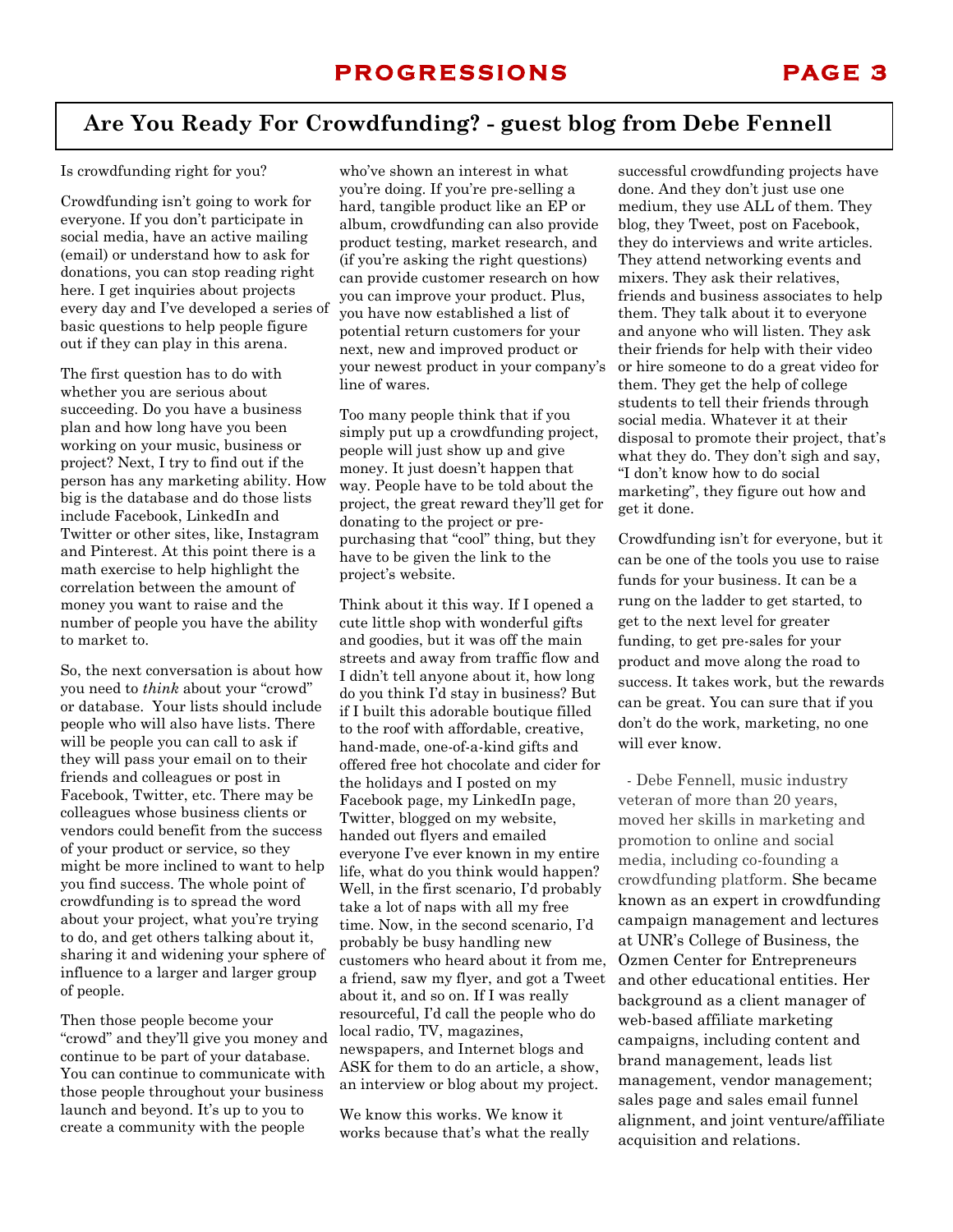## Are You Ready For Crowdfunding? - guest blog from Debe Fennell

Is crowdfunding right for you?

Crowdfunding isn't going to work for everyone. If you don't participate in social media, have an active mailing (email) or understand how to ask for donations, you can stop reading right here. I get inquiries about projects every day and I've developed a series of basic questions to help people figure out if they can play in this arena.

The first question has to do with whether you are serious about succeeding. Do you have a business plan and how long have you been working on your music, business or project? Next, I try to find out if the person has any marketing ability. How big is the database and do those lists include Facebook, LinkedIn and Twitter or other sites, like, Instagram and Pinterest. At this point there is a math exercise to help highlight the correlation between the amount of money you want to raise and the number of people you have the ability to market to.

So, the next conversation is about how you need to *think* about your "crowd" or database. Your lists should include people who will also have lists. There will be people you can call to ask if they will pass your email on to their friends and colleagues or post in Facebook, Twitter, etc. There may be colleagues whose business clients or vendors could benefit from the success of your product or service, so they might be more inclined to want to help you find success. The whole point of crowdfunding is to spread the word about your project, what you're trying to do, and get others talking about it, sharing it and widening your sphere of influence to a larger and larger group of people.

Then those people become your "crowd" and they'll give you money and continue to be part of your database. You can continue to communicate with those people throughout your business launch and beyond. It's up to you to create a community with the people who've shown an interest in what you're doing. If you're pre-selling a hard, tangible product like an EP or album, crowdfunding can also provide product testing, market research, and (if you're asking the right questions) can provide customer research on how you can improve your product. Plus, you have now established a list of potential return customers for your next, new and improved product or your newest product in your company's line of wares.

Too many people think that if you simply put up a crowdfunding project, people will just show up and give money. It just doesn't happen that way. People have to be told about the project, the great reward they'll get for donating to the project or pre-purchasing that "cool" thing, but they have to be given the link to the project's website.

Think about it this way. If I opened a cute little shop with wonderful gifts and goodies, but it was off the main streets and away from traffic flow and I didn't tell anyone about it, how long do you think I'd stay in business? But if I built this adorable boutique filled to the roof with affordable, creative, hand-made, one-of-a-kind gifts and offered free hot chocolate and cider for the holidays and I posted on my Facebook page, my LinkedIn page, Twitter, blogged on my website, handed out flyers and emailed everyone I've ever known in my entire life, what do you think would happen? Well, in the first scenario, I'd probably take a lot of naps with all my free time. Now, in the second scenario, I'd probably be busy handling new customers who heard about it from me, a friend, saw my flyer, and got a Tweet about it, and so on. If I was really resourceful, I'd call the people who do local radio, TV, magazines, newspapers, and Internet blogs and ASK for them to do an article, a show, an interview or blog about my project.

We know this works. We know it works because that's what the really successful crowdfunding projects have done. And they don't just use one medium, they use ALL of them. They blog, they Tweet, post on Facebook, they do interviews and write articles. They attend networking events and mixers. They ask their relatives, friends and business associates to help them. They talk about it to everyone and anyone who will listen. They ask their friends for help with their video or hire someone to do a great video for them. They get the help of college students to tell their friends through social media. Whatever it at their disposal to promote their project, that's what they do. They don't sigh and say, "I don't know how to do social marketing", they figure out how and get it done.

Crowdfunding isn't for everyone, but it can be one of the tools you use to raise funds for your business. It can be a rung on the ladder to get started, to get to the next level for greater funding, to get pre-sales for your product and move along the road to success. It takes work, but the rewards can be great. You can sure that if you don't do the work, marketing, no one will ever know.

- Debe Fennell, music industry veteran of more than 20 years, moved her skills in marketing and promotion to online and social media, including co-founding a crowdfunding platform. She became known as an expert in crowdfunding campaign management and lectures at UNR's College of Business, the Ozmen Center for Entrepreneurs and other educational entities. Her background as a client manager of web-based affiliate marketing campaigns, including content and brand management, leads list management, vendor management; sales page and sales email funnel alignment, and joint venture/affiliate acquisition and relations.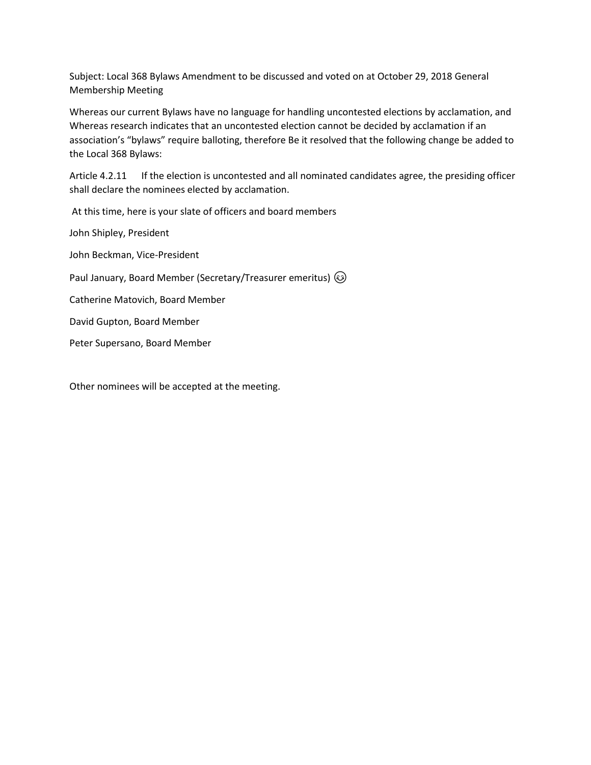Subject: Local 368 Bylaws Amendment to be discussed and voted on at October 29, 2018 General Membership Meeting

Whereas our current Bylaws have no language for handling uncontested elections by acclamation, and Whereas research indicates that an uncontested election cannot be decided by acclamation if an association's "bylaws" require balloting, therefore Be it resolved that the following change be added to the Local 368 Bylaws:

Article 4.2.11 If the election is uncontested and all nominated candidates agree, the presiding officer shall declare the nominees elected by acclamation.

At this time, here is your slate of officers and board members

John Shipley, President

John Beckman, Vice-President

Paul January, Board Member (Secretary/Treasurer emeritus) 😊

Catherine Matovich, Board Member

David Gupton, Board Member

Peter Supersano, Board Member

Other nominees will be accepted at the meeting.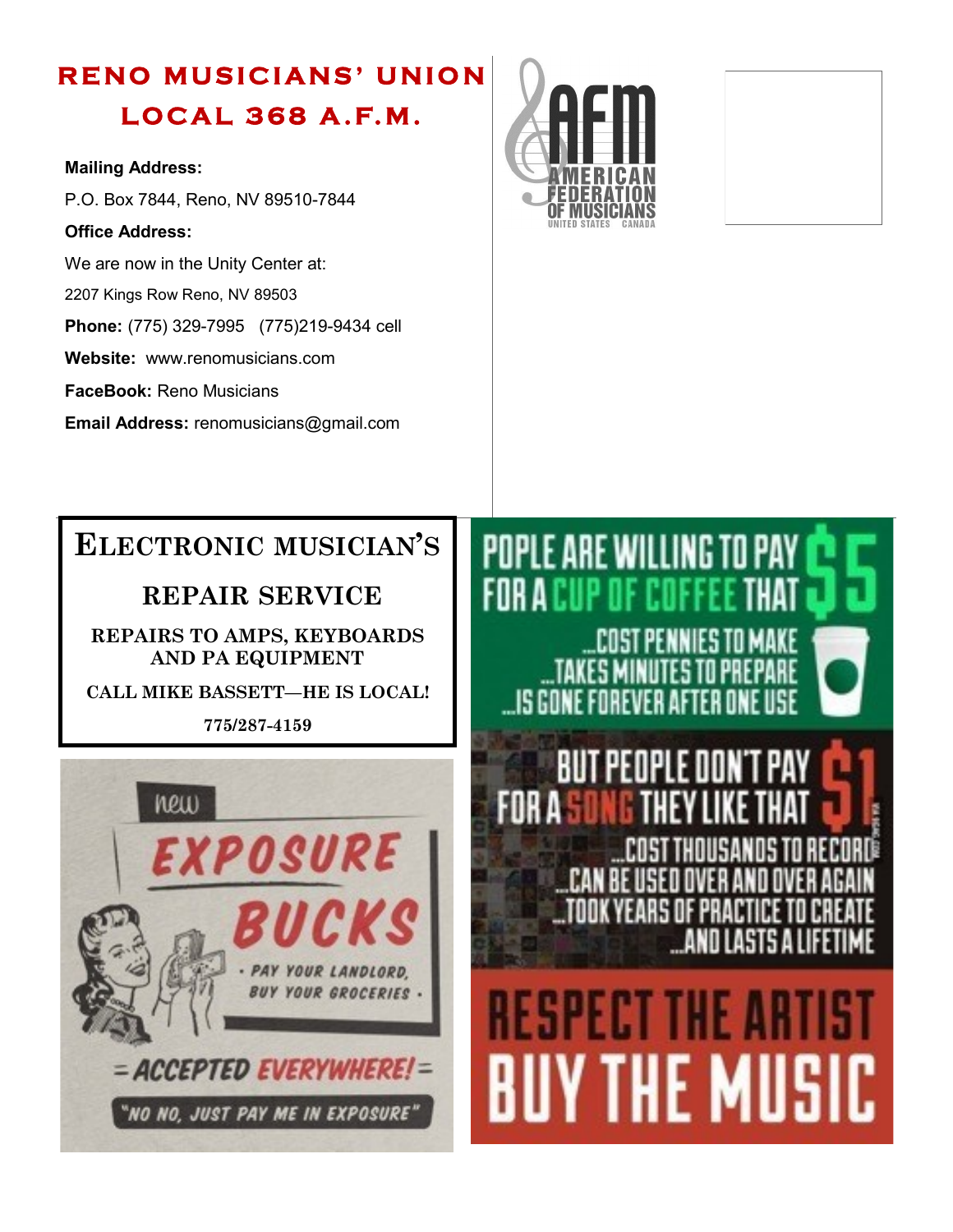# RENO MUSICIANS' UNION
# LOCAL 368 A.F.M.

**Mailing Address:**

P.O. Box 7844, Reno, NV 89510-7844

**Office Address:**

We are now in the Unity Center at:

2207 Kings Row Reno, NV 89503

**Phone:** (775) 329-7995 (775)219-9434 cell

**Website:** www.renomusicians.com

**FaceBook:** Reno Musicians

**Email Address:** renomusicians@gmail.com

AFM AMERICAN FEDERATION OF MUSICIANS UNITED STATES CANADA

## ELECTRONIC MUSICIAN'S REPAIR SERVICE

**REPAIRS TO AMPS, KEYBOARDS AND PA EQUIPMENT**

**CALL MIKE BASSETT—HE IS LOCAL!**

**775/287-4159**

new EXPOSURE BUCKS

· PAY YOUR LANDLORD, BUY YOUR GROCERIES ·

= ACCEPTED EVERYWHERE! =

"NO NO, JUST PAY ME IN EXPOSURE"

POPLE ARE WILLING TO PAY $5 FOR A CUP OF COFFEE THAT

...COST PENNIES TO MAKE

...TAKES MINUTES TO PREPARE

...IS GONE FOREVER AFTER ONE USE

BUT PEOPLE DON'T PAY $1 FOR A SONG THEY LIKE THAT

...COST THOUSANDS TO RECORD

...CAN BE USED OVER AND OVER AGAIN

...TOOK YEARS OF PRACTICE TO CREATE

...AND LASTS A LIFETIME

RESPECT THE ARTIST

BUY THE MUSIC